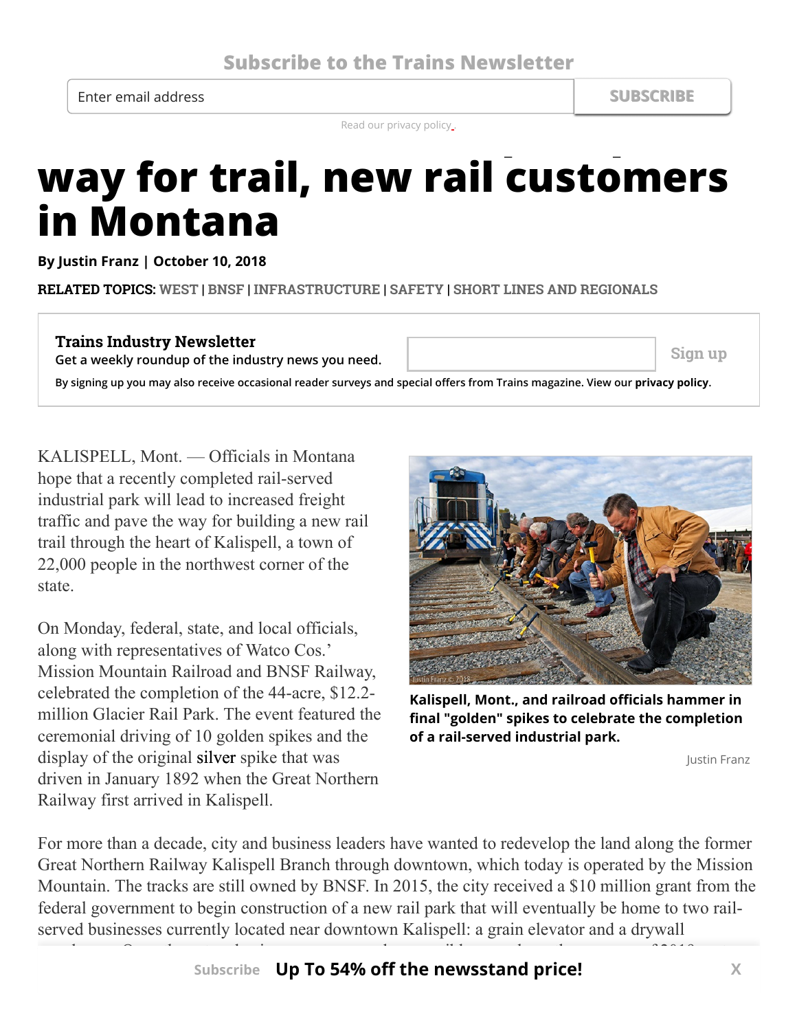Subscribe to the Trains Newsletter

Enter email address SUBSCRIBE

Read our privacy policy.

# way for trail, new rail customers in Montana

**By Justin Franz | October 10, 2018**

**RELATED TOPICS:** WEST | BNSF | INFRASTRUCTURE | SAFETY | SHORT LINES AND REGIONALS

**Trains Industry Newsletter**
Get a weekly roundup of the industry news you need.

Sign up

By signing up you may also receive occasional reader surveys and special offers from Trains magazine. View our **privacy policy**.

KALISPELL, Mont. — Officials in Montana hope that a recently completed rail-served industrial park will lead to increased freight traffic and pave the way for building a new rail trail through the heart of Kalispell, a town of 22,000 people in the northwest corner of the state.

**Kalispell, Mont., and railroad officials hammer in final "golden" spikes to celebrate the completion of a rail-served industrial park.**

Justin Franz

On Monday, federal, state, and local officials, along with representatives of Watco Cos.' Mission Mountain Railroad and BNSF Railway, celebrated the completion of the 44-acre, $12.2-million Glacier Rail Park. The event featured the ceremonial driving of 10 golden spikes and the display of the original silver spike that was driven in January 1892 when the Great Northern Railway first arrived in Kalispell.

For more than a decade, city and business leaders have wanted to redevelop the land along the former Great Northern Railway Kalispell Branch through downtown, which today is operated by the Mission Mountain. The tracks are still owned by BNSF. In 2015, the city received a $10 million grant from the federal government to begin construction of a new rail park that will eventually be home to two rail-served businesses currently located near downtown Kalispell: a grain elevator and a drywall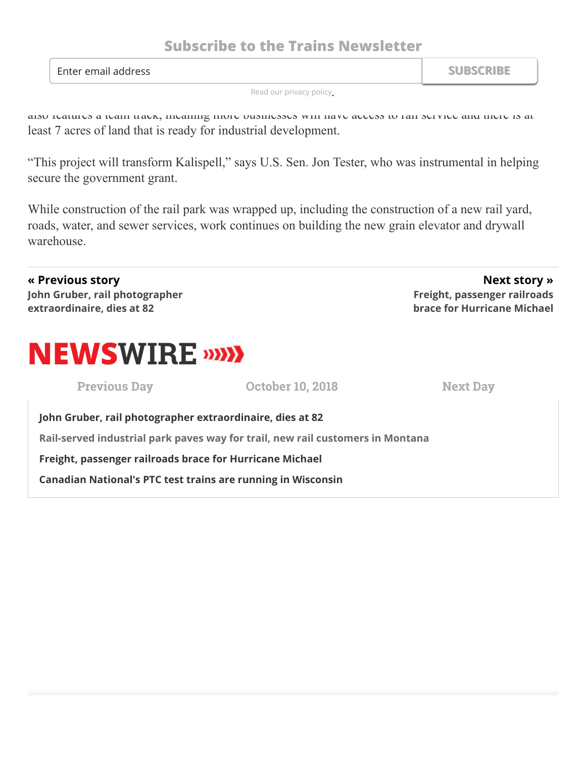Subscribe to the Trains Newsletter

Enter email address

SUBSCRIBE

Read our privacy policy.

also features a team track, meaning more businesses will have access to rail service and there is at least 7 acres of land that is ready for industrial development.

"This project will transform Kalispell," says U.S. Sen. Jon Tester, who was instrumental in helping secure the government grant.

While construction of the rail park was wrapped up, including the construction of a new rail yard, roads, water, and sewer services, work continues on building the new grain elevator and drywall warehouse.

**« Previous story**
**John Gruber, rail photographer extraordinaire, dies at 82**

**Next story »**
**Freight, passenger railroads brace for Hurricane Michael**

# NEWSWIRE

Previous Day | October 10, 2018 | Next Day

**John Gruber, rail photographer extraordinaire, dies at 82**

Rail-served industrial park paves way for trail, new rail customers in Montana

**Freight, passenger railroads brace for Hurricane Michael**

**Canadian National's PTC test trains are running in Wisconsin**